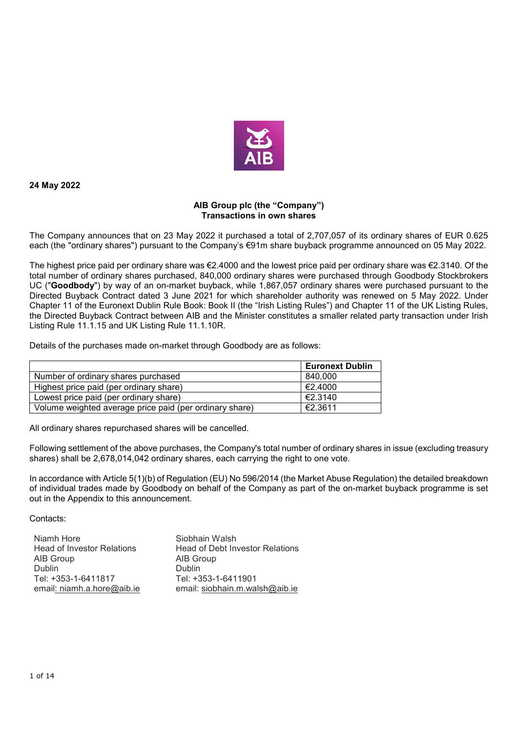**24 May 2022**

**AIB Group plc (the "Company")**
**Transactions in own shares**

The Company announces that on 23 May 2022 it purchased a total of 2,707,057 of its ordinary shares of EUR 0.625 each (the "ordinary shares") pursuant to the Company's €91m share buyback programme announced on 05 May 2022.

The highest price paid per ordinary share was €2.4000 and the lowest price paid per ordinary share was €2.3140. Of the total number of ordinary shares purchased, 840,000 ordinary shares were purchased through Goodbody Stockbrokers UC ("**Goodbody**") by way of an on-market buyback, while 1,867,057 ordinary shares were purchased pursuant to the Directed Buyback Contract dated 3 June 2021 for which shareholder authority was renewed on 5 May 2022. Under Chapter 11 of the Euronext Dublin Rule Book: Book II (the "Irish Listing Rules") and Chapter 11 of the UK Listing Rules, the Directed Buyback Contract between AIB and the Minister constitutes a smaller related party transaction under Irish Listing Rule 11.1.15 and UK Listing Rule 11.1.10R.

Details of the purchases made on-market through Goodbody are as follows:

| | **Euronext Dublin** |
|---|---|
| Number of ordinary shares purchased | 840,000 |
| Highest price paid (per ordinary share) | €2.4000 |
| Lowest price paid (per ordinary share) | €2.3140 |
| Volume weighted average price paid (per ordinary share) | €2.3611 |

All ordinary shares repurchased shares will be cancelled.

Following settlement of the above purchases, the Company's total number of ordinary shares in issue (excluding treasury shares) shall be 2,678,014,042 ordinary shares, each carrying the right to one vote.

In accordance with Article 5(1)(b) of Regulation (EU) No 596/2014 (the Market Abuse Regulation) the detailed breakdown of individual trades made by Goodbody on behalf of the Company as part of the on-market buyback programme is set out in the Appendix to this announcement.

Contacts:

Niamh Hore
Head of Investor Relations
AIB Group
Dublin
Tel: +353-1-6411817
email: niamh.a.hore@aib.ie

Siobhain Walsh
Head of Debt Investor Relations
AIB Group
Dublin
Tel: +353-1-6411901
email: siobhain.m.walsh@aib.ie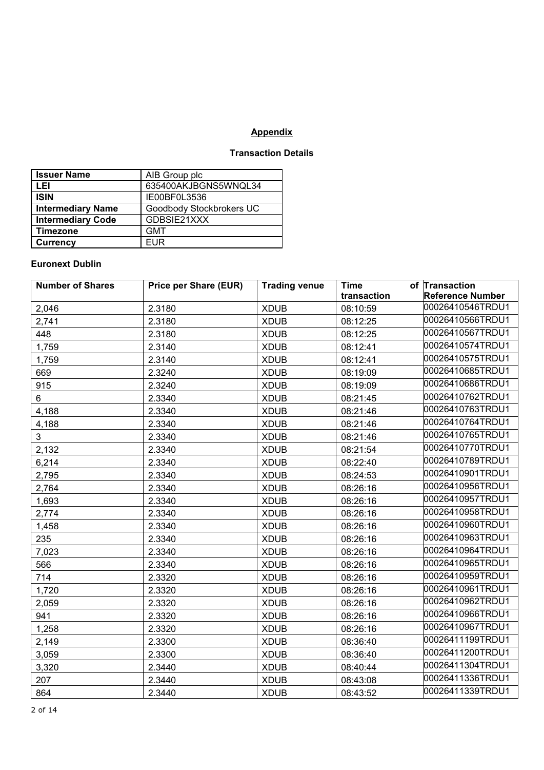## Appendix

### Transaction Details

| Issuer Name | AIB Group plc |
| --- | --- |
| LEI | 635400AKJBGNS5WNQL34 |
| ISIN | IE00BF0L3536 |
| Intermediary Name | Goodbody Stockbrokers UC |
| Intermediary Code | GDBSIE21XXX |
| Timezone | GMT |
| Currency | EUR |

**Euronext Dublin**

| Number of Shares | Price per Share (EUR) | Trading venue | Time of transaction | Transaction Reference Number |
| --- | --- | --- | --- | --- |
| 2,046 | 2.3180 | XDUB | 08:10:59 | 00026410546TRDU1 |
| 2,741 | 2.3180 | XDUB | 08:12:25 | 00026410566TRDU1 |
| 448 | 2.3180 | XDUB | 08:12:25 | 00026410567TRDU1 |
| 1,759 | 2.3140 | XDUB | 08:12:41 | 00026410574TRDU1 |
| 1,759 | 2.3140 | XDUB | 08:12:41 | 00026410575TRDU1 |
| 669 | 2.3240 | XDUB | 08:19:09 | 00026410685TRDU1 |
| 915 | 2.3240 | XDUB | 08:19:09 | 00026410686TRDU1 |
| 6 | 2.3340 | XDUB | 08:21:45 | 00026410762TRDU1 |
| 4,188 | 2.3340 | XDUB | 08:21:46 | 00026410763TRDU1 |
| 4,188 | 2.3340 | XDUB | 08:21:46 | 00026410764TRDU1 |
| 3 | 2.3340 | XDUB | 08:21:46 | 00026410765TRDU1 |
| 2,132 | 2.3340 | XDUB | 08:21:54 | 00026410770TRDU1 |
| 6,214 | 2.3340 | XDUB | 08:22:40 | 00026410789TRDU1 |
| 2,795 | 2.3340 | XDUB | 08:24:53 | 00026410901TRDU1 |
| 2,764 | 2.3340 | XDUB | 08:26:16 | 00026410956TRDU1 |
| 1,693 | 2.3340 | XDUB | 08:26:16 | 00026410957TRDU1 |
| 2,774 | 2.3340 | XDUB | 08:26:16 | 00026410958TRDU1 |
| 1,458 | 2.3340 | XDUB | 08:26:16 | 00026410960TRDU1 |
| 235 | 2.3340 | XDUB | 08:26:16 | 00026410963TRDU1 |
| 7,023 | 2.3340 | XDUB | 08:26:16 | 00026410964TRDU1 |
| 566 | 2.3340 | XDUB | 08:26:16 | 00026410965TRDU1 |
| 714 | 2.3320 | XDUB | 08:26:16 | 00026410959TRDU1 |
| 1,720 | 2.3320 | XDUB | 08:26:16 | 00026410961TRDU1 |
| 2,059 | 2.3320 | XDUB | 08:26:16 | 00026410962TRDU1 |
| 941 | 2.3320 | XDUB | 08:26:16 | 00026410966TRDU1 |
| 1,258 | 2.3320 | XDUB | 08:26:16 | 00026410967TRDU1 |
| 2,149 | 2.3300 | XDUB | 08:36:40 | 00026411199TRDU1 |
| 3,059 | 2.3300 | XDUB | 08:36:40 | 00026411200TRDU1 |
| 3,320 | 2.3440 | XDUB | 08:40:44 | 00026411304TRDU1 |
| 207 | 2.3440 | XDUB | 08:43:08 | 00026411336TRDU1 |
| 864 | 2.3440 | XDUB | 08:43:52 | 00026411339TRDU1 |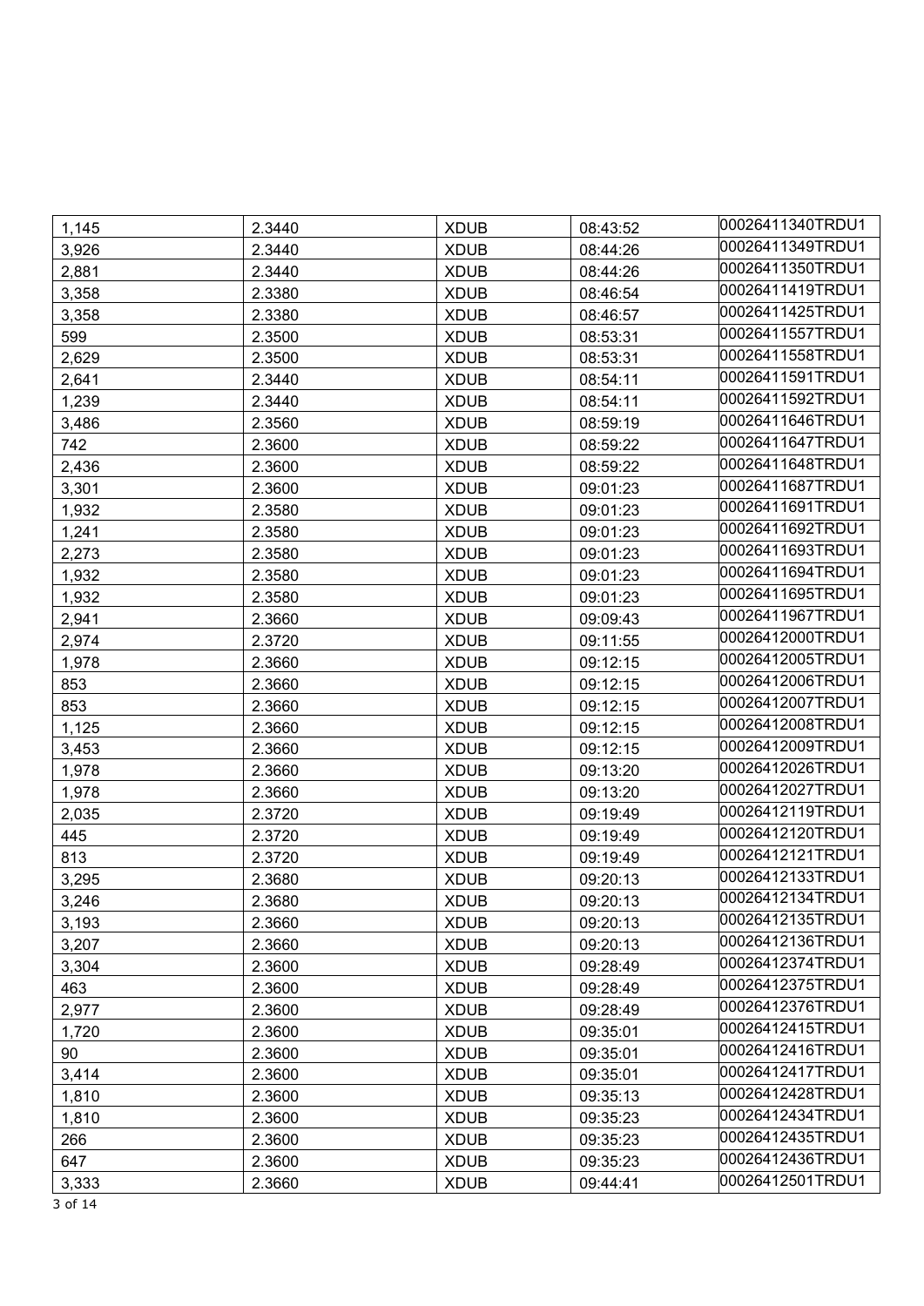| 1,145 | 2.3440 | XDUB | 08:43:52 | 00026411340TRDU1 |
|---|---|---|---|---|
| 3,926 | 2.3440 | XDUB | 08:44:26 | 00026411349TRDU1 |
| 2,881 | 2.3440 | XDUB | 08:44:26 | 00026411350TRDU1 |
| 3,358 | 2.3380 | XDUB | 08:46:54 | 00026411419TRDU1 |
| 3,358 | 2.3380 | XDUB | 08:46:57 | 00026411425TRDU1 |
| 599 | 2.3500 | XDUB | 08:53:31 | 00026411557TRDU1 |
| 2,629 | 2.3500 | XDUB | 08:53:31 | 00026411558TRDU1 |
| 2,641 | 2.3440 | XDUB | 08:54:11 | 00026411591TRDU1 |
| 1,239 | 2.3440 | XDUB | 08:54:11 | 00026411592TRDU1 |
| 3,486 | 2.3560 | XDUB | 08:59:19 | 00026411646TRDU1 |
| 742 | 2.3600 | XDUB | 08:59:22 | 00026411647TRDU1 |
| 2,436 | 2.3600 | XDUB | 08:59:22 | 00026411648TRDU1 |
| 3,301 | 2.3600 | XDUB | 09:01:23 | 00026411687TRDU1 |
| 1,932 | 2.3580 | XDUB | 09:01:23 | 00026411691TRDU1 |
| 1,241 | 2.3580 | XDUB | 09:01:23 | 00026411692TRDU1 |
| 2,273 | 2.3580 | XDUB | 09:01:23 | 00026411693TRDU1 |
| 1,932 | 2.3580 | XDUB | 09:01:23 | 00026411694TRDU1 |
| 1,932 | 2.3580 | XDUB | 09:01:23 | 00026411695TRDU1 |
| 2,941 | 2.3660 | XDUB | 09:09:43 | 00026411967TRDU1 |
| 2,974 | 2.3720 | XDUB | 09:11:55 | 00026412000TRDU1 |
| 1,978 | 2.3660 | XDUB | 09:12:15 | 00026412005TRDU1 |
| 853 | 2.3660 | XDUB | 09:12:15 | 00026412006TRDU1 |
| 853 | 2.3660 | XDUB | 09:12:15 | 00026412007TRDU1 |
| 1,125 | 2.3660 | XDUB | 09:12:15 | 00026412008TRDU1 |
| 3,453 | 2.3660 | XDUB | 09:12:15 | 00026412009TRDU1 |
| 1,978 | 2.3660 | XDUB | 09:13:20 | 00026412026TRDU1 |
| 1,978 | 2.3660 | XDUB | 09:13:20 | 00026412027TRDU1 |
| 2,035 | 2.3720 | XDUB | 09:19:49 | 00026412119TRDU1 |
| 445 | 2.3720 | XDUB | 09:19:49 | 00026412120TRDU1 |
| 813 | 2.3720 | XDUB | 09:19:49 | 00026412121TRDU1 |
| 3,295 | 2.3680 | XDUB | 09:20:13 | 00026412133TRDU1 |
| 3,246 | 2.3680 | XDUB | 09:20:13 | 00026412134TRDU1 |
| 3,193 | 2.3660 | XDUB | 09:20:13 | 00026412135TRDU1 |
| 3,207 | 2.3660 | XDUB | 09:20:13 | 00026412136TRDU1 |
| 3,304 | 2.3600 | XDUB | 09:28:49 | 00026412374TRDU1 |
| 463 | 2.3600 | XDUB | 09:28:49 | 00026412375TRDU1 |
| 2,977 | 2.3600 | XDUB | 09:28:49 | 00026412376TRDU1 |
| 1,720 | 2.3600 | XDUB | 09:35:01 | 00026412415TRDU1 |
| 90 | 2.3600 | XDUB | 09:35:01 | 00026412416TRDU1 |
| 3,414 | 2.3600 | XDUB | 09:35:01 | 00026412417TRDU1 |
| 1,810 | 2.3600 | XDUB | 09:35:13 | 00026412428TRDU1 |
| 1,810 | 2.3600 | XDUB | 09:35:23 | 00026412434TRDU1 |
| 266 | 2.3600 | XDUB | 09:35:23 | 00026412435TRDU1 |
| 647 | 2.3600 | XDUB | 09:35:23 | 00026412436TRDU1 |
| 3,333 | 2.3660 | XDUB | 09:44:41 | 00026412501TRDU1 |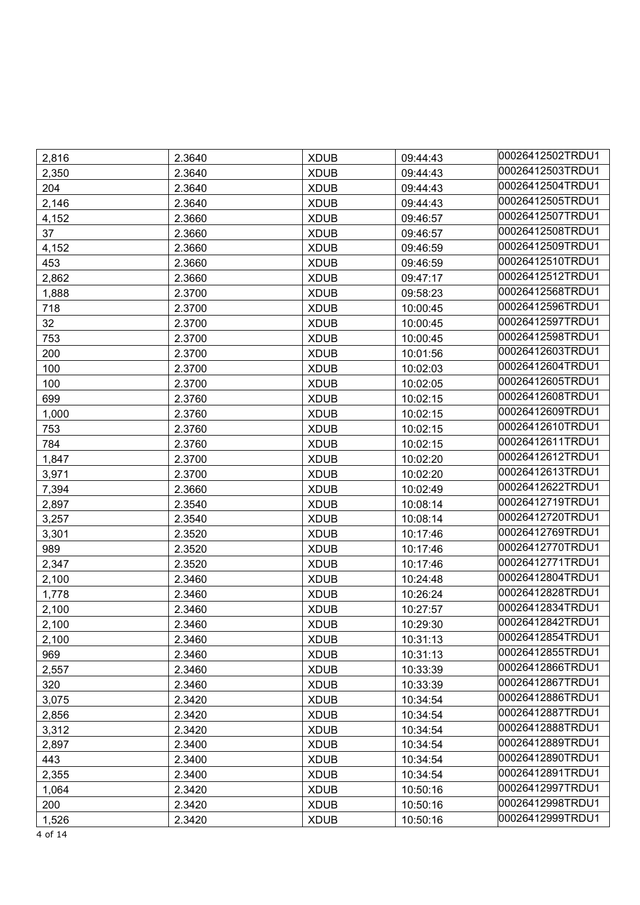| | | | | |
|---|---|---|---|---|
| 2,816 | 2.3640 | XDUB | 09:44:43 | 00026412502TRDU1 |
| 2,350 | 2.3640 | XDUB | 09:44:43 | 00026412503TRDU1 |
| 204 | 2.3640 | XDUB | 09:44:43 | 00026412504TRDU1 |
| 2,146 | 2.3640 | XDUB | 09:44:43 | 00026412505TRDU1 |
| 4,152 | 2.3660 | XDUB | 09:46:57 | 00026412507TRDU1 |
| 37 | 2.3660 | XDUB | 09:46:57 | 00026412508TRDU1 |
| 4,152 | 2.3660 | XDUB | 09:46:59 | 00026412509TRDU1 |
| 453 | 2.3660 | XDUB | 09:46:59 | 00026412510TRDU1 |
| 2,862 | 2.3660 | XDUB | 09:47:17 | 00026412512TRDU1 |
| 1,888 | 2.3700 | XDUB | 09:58:23 | 00026412568TRDU1 |
| 718 | 2.3700 | XDUB | 10:00:45 | 00026412596TRDU1 |
| 32 | 2.3700 | XDUB | 10:00:45 | 00026412597TRDU1 |
| 753 | 2.3700 | XDUB | 10:00:45 | 00026412598TRDU1 |
| 200 | 2.3700 | XDUB | 10:01:56 | 00026412603TRDU1 |
| 100 | 2.3700 | XDUB | 10:02:03 | 00026412604TRDU1 |
| 100 | 2.3700 | XDUB | 10:02:05 | 00026412605TRDU1 |
| 699 | 2.3760 | XDUB | 10:02:15 | 00026412608TRDU1 |
| 1,000 | 2.3760 | XDUB | 10:02:15 | 00026412609TRDU1 |
| 753 | 2.3760 | XDUB | 10:02:15 | 00026412610TRDU1 |
| 784 | 2.3760 | XDUB | 10:02:15 | 00026412611TRDU1 |
| 1,847 | 2.3700 | XDUB | 10:02:20 | 00026412612TRDU1 |
| 3,971 | 2.3700 | XDUB | 10:02:20 | 00026412613TRDU1 |
| 7,394 | 2.3660 | XDUB | 10:02:49 | 00026412622TRDU1 |
| 2,897 | 2.3540 | XDUB | 10:08:14 | 00026412719TRDU1 |
| 3,257 | 2.3540 | XDUB | 10:08:14 | 00026412720TRDU1 |
| 3,301 | 2.3520 | XDUB | 10:17:46 | 00026412769TRDU1 |
| 989 | 2.3520 | XDUB | 10:17:46 | 00026412770TRDU1 |
| 2,347 | 2.3520 | XDUB | 10:17:46 | 00026412771TRDU1 |
| 2,100 | 2.3460 | XDUB | 10:24:48 | 00026412804TRDU1 |
| 1,778 | 2.3460 | XDUB | 10:26:24 | 00026412828TRDU1 |
| 2,100 | 2.3460 | XDUB | 10:27:57 | 00026412834TRDU1 |
| 2,100 | 2.3460 | XDUB | 10:29:30 | 00026412842TRDU1 |
| 2,100 | 2.3460 | XDUB | 10:31:13 | 00026412854TRDU1 |
| 969 | 2.3460 | XDUB | 10:31:13 | 00026412855TRDU1 |
| 2,557 | 2.3460 | XDUB | 10:33:39 | 00026412866TRDU1 |
| 320 | 2.3460 | XDUB | 10:33:39 | 00026412867TRDU1 |
| 3,075 | 2.3420 | XDUB | 10:34:54 | 00026412886TRDU1 |
| 2,856 | 2.3420 | XDUB | 10:34:54 | 00026412887TRDU1 |
| 3,312 | 2.3420 | XDUB | 10:34:54 | 00026412888TRDU1 |
| 2,897 | 2.3400 | XDUB | 10:34:54 | 00026412889TRDU1 |
| 443 | 2.3400 | XDUB | 10:34:54 | 00026412890TRDU1 |
| 2,355 | 2.3400 | XDUB | 10:34:54 | 00026412891TRDU1 |
| 1,064 | 2.3420 | XDUB | 10:50:16 | 00026412997TRDU1 |
| 200 | 2.3420 | XDUB | 10:50:16 | 00026412998TRDU1 |
| 1,526 | 2.3420 | XDUB | 10:50:16 | 00026412999TRDU1 |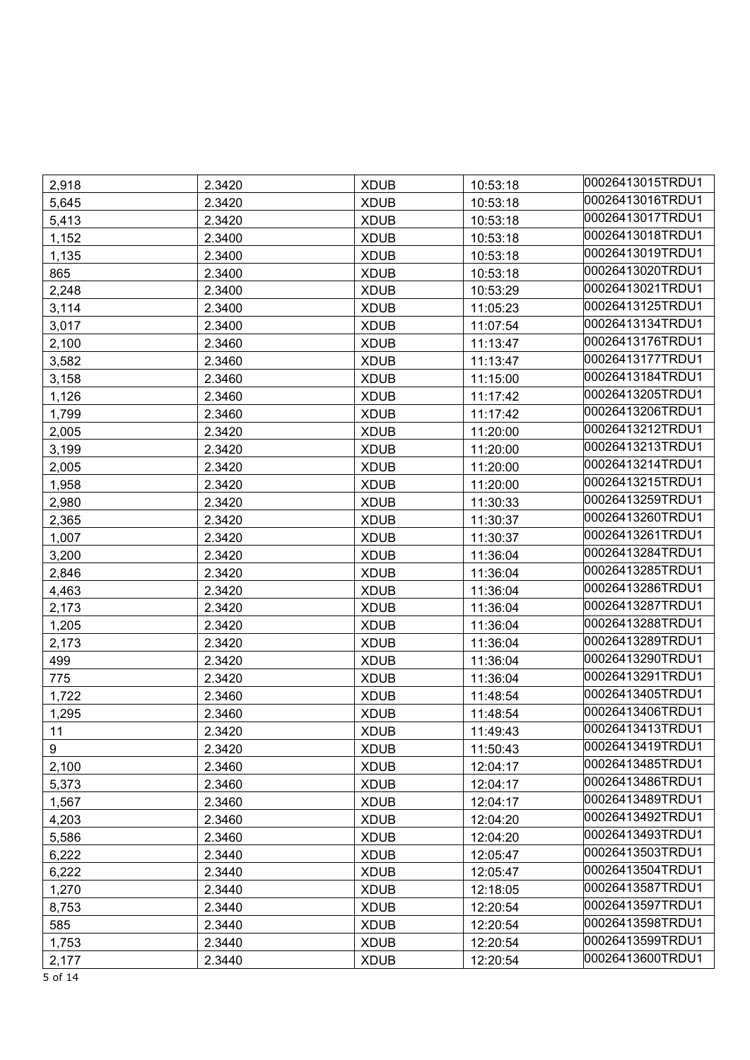| | | | | |
|---|---|---|---|---|
| 2,918 | 2.3420 | XDUB | 10:53:18 | 00026413015TRDU1 |
| 5,645 | 2.3420 | XDUB | 10:53:18 | 00026413016TRDU1 |
| 5,413 | 2.3420 | XDUB | 10:53:18 | 00026413017TRDU1 |
| 1,152 | 2.3400 | XDUB | 10:53:18 | 00026413018TRDU1 |
| 1,135 | 2.3400 | XDUB | 10:53:18 | 00026413019TRDU1 |
| 865 | 2.3400 | XDUB | 10:53:18 | 00026413020TRDU1 |
| 2,248 | 2.3400 | XDUB | 10:53:29 | 00026413021TRDU1 |
| 3,114 | 2.3400 | XDUB | 11:05:23 | 00026413125TRDU1 |
| 3,017 | 2.3400 | XDUB | 11:07:54 | 00026413134TRDU1 |
| 2,100 | 2.3460 | XDUB | 11:13:47 | 00026413176TRDU1 |
| 3,582 | 2.3460 | XDUB | 11:13:47 | 00026413177TRDU1 |
| 3,158 | 2.3460 | XDUB | 11:15:00 | 00026413184TRDU1 |
| 1,126 | 2.3460 | XDUB | 11:17:42 | 00026413205TRDU1 |
| 1,799 | 2.3460 | XDUB | 11:17:42 | 00026413206TRDU1 |
| 2,005 | 2.3420 | XDUB | 11:20:00 | 00026413212TRDU1 |
| 3,199 | 2.3420 | XDUB | 11:20:00 | 00026413213TRDU1 |
| 2,005 | 2.3420 | XDUB | 11:20:00 | 00026413214TRDU1 |
| 1,958 | 2.3420 | XDUB | 11:20:00 | 00026413215TRDU1 |
| 2,980 | 2.3420 | XDUB | 11:30:33 | 00026413259TRDU1 |
| 2,365 | 2.3420 | XDUB | 11:30:37 | 00026413260TRDU1 |
| 1,007 | 2.3420 | XDUB | 11:30:37 | 00026413261TRDU1 |
| 3,200 | 2.3420 | XDUB | 11:36:04 | 00026413284TRDU1 |
| 2,846 | 2.3420 | XDUB | 11:36:04 | 00026413285TRDU1 |
| 4,463 | 2.3420 | XDUB | 11:36:04 | 00026413286TRDU1 |
| 2,173 | 2.3420 | XDUB | 11:36:04 | 00026413287TRDU1 |
| 1,205 | 2.3420 | XDUB | 11:36:04 | 00026413288TRDU1 |
| 2,173 | 2.3420 | XDUB | 11:36:04 | 00026413289TRDU1 |
| 499 | 2.3420 | XDUB | 11:36:04 | 00026413290TRDU1 |
| 775 | 2.3420 | XDUB | 11:36:04 | 00026413291TRDU1 |
| 1,722 | 2.3460 | XDUB | 11:48:54 | 00026413405TRDU1 |
| 1,295 | 2.3460 | XDUB | 11:48:54 | 00026413406TRDU1 |
| 11 | 2.3420 | XDUB | 11:49:43 | 00026413413TRDU1 |
| 9 | 2.3420 | XDUB | 11:50:43 | 00026413419TRDU1 |
| 2,100 | 2.3460 | XDUB | 12:04:17 | 00026413485TRDU1 |
| 5,373 | 2.3460 | XDUB | 12:04:17 | 00026413486TRDU1 |
| 1,567 | 2.3460 | XDUB | 12:04:17 | 00026413489TRDU1 |
| 4,203 | 2.3460 | XDUB | 12:04:20 | 00026413492TRDU1 |
| 5,586 | 2.3460 | XDUB | 12:04:20 | 00026413493TRDU1 |
| 6,222 | 2.3440 | XDUB | 12:05:47 | 00026413503TRDU1 |
| 6,222 | 2.3440 | XDUB | 12:05:47 | 00026413504TRDU1 |
| 1,270 | 2.3440 | XDUB | 12:18:05 | 00026413587TRDU1 |
| 8,753 | 2.3440 | XDUB | 12:20:54 | 00026413597TRDU1 |
| 585 | 2.3440 | XDUB | 12:20:54 | 00026413598TRDU1 |
| 1,753 | 2.3440 | XDUB | 12:20:54 | 00026413599TRDU1 |
| 2,177 | 2.3440 | XDUB | 12:20:54 | 00026413600TRDU1 |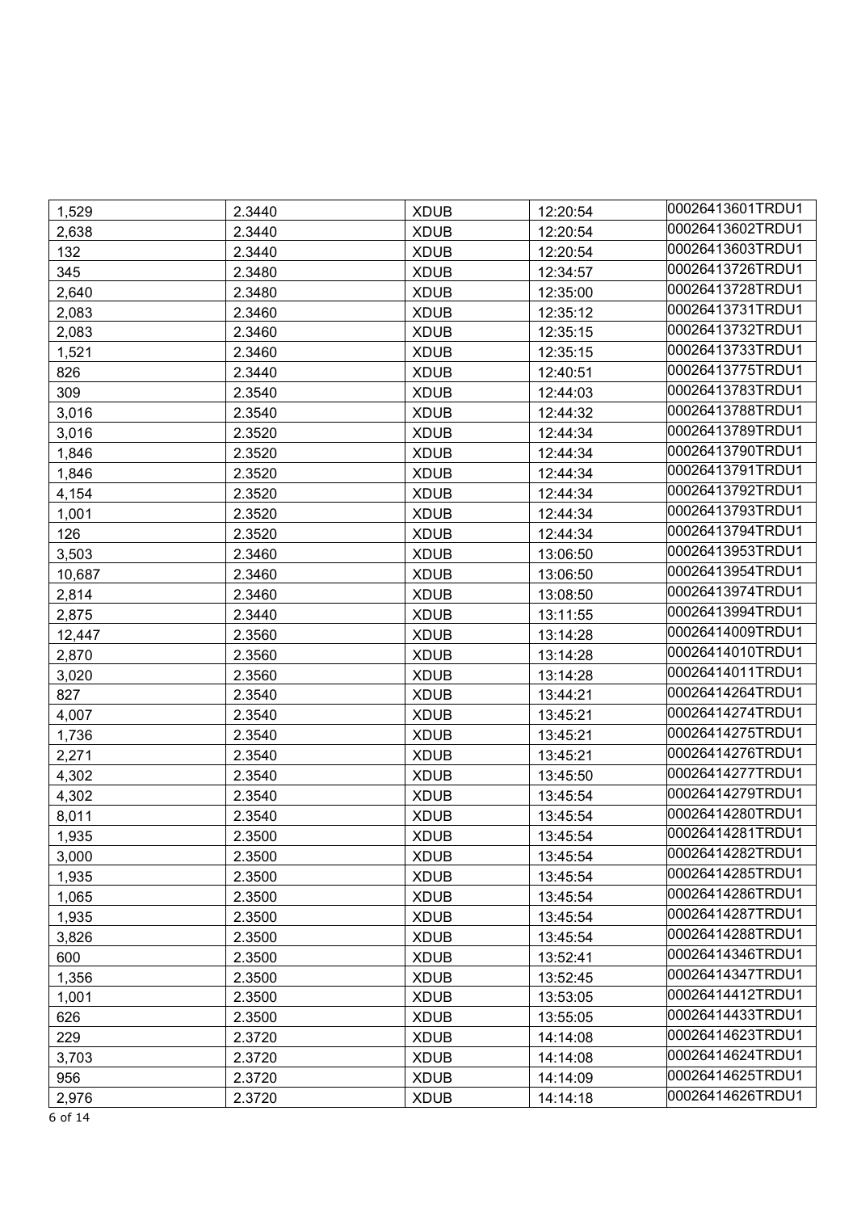| | | | | |
|---|---|---|---|---|
| 1,529 | 2.3440 | XDUB | 12:20:54 | 00026413601TRDU1 |
| 2,638 | 2.3440 | XDUB | 12:20:54 | 00026413602TRDU1 |
| 132 | 2.3440 | XDUB | 12:20:54 | 00026413603TRDU1 |
| 345 | 2.3480 | XDUB | 12:34:57 | 00026413726TRDU1 |
| 2,640 | 2.3480 | XDUB | 12:35:00 | 00026413728TRDU1 |
| 2,083 | 2.3460 | XDUB | 12:35:12 | 00026413731TRDU1 |
| 2,083 | 2.3460 | XDUB | 12:35:15 | 00026413732TRDU1 |
| 1,521 | 2.3460 | XDUB | 12:35:15 | 00026413733TRDU1 |
| 826 | 2.3440 | XDUB | 12:40:51 | 00026413775TRDU1 |
| 309 | 2.3540 | XDUB | 12:44:03 | 00026413783TRDU1 |
| 3,016 | 2.3540 | XDUB | 12:44:32 | 00026413788TRDU1 |
| 3,016 | 2.3520 | XDUB | 12:44:34 | 00026413789TRDU1 |
| 1,846 | 2.3520 | XDUB | 12:44:34 | 00026413790TRDU1 |
| 1,846 | 2.3520 | XDUB | 12:44:34 | 00026413791TRDU1 |
| 4,154 | 2.3520 | XDUB | 12:44:34 | 00026413792TRDU1 |
| 1,001 | 2.3520 | XDUB | 12:44:34 | 00026413793TRDU1 |
| 126 | 2.3520 | XDUB | 12:44:34 | 00026413794TRDU1 |
| 3,503 | 2.3460 | XDUB | 13:06:50 | 00026413953TRDU1 |
| 10,687 | 2.3460 | XDUB | 13:06:50 | 00026413954TRDU1 |
| 2,814 | 2.3460 | XDUB | 13:08:50 | 00026413974TRDU1 |
| 2,875 | 2.3440 | XDUB | 13:11:55 | 00026413994TRDU1 |
| 12,447 | 2.3560 | XDUB | 13:14:28 | 00026414009TRDU1 |
| 2,870 | 2.3560 | XDUB | 13:14:28 | 00026414010TRDU1 |
| 3,020 | 2.3560 | XDUB | 13:14:28 | 00026414011TRDU1 |
| 827 | 2.3540 | XDUB | 13:44:21 | 00026414264TRDU1 |
| 4,007 | 2.3540 | XDUB | 13:45:21 | 00026414274TRDU1 |
| 1,736 | 2.3540 | XDUB | 13:45:21 | 00026414275TRDU1 |
| 2,271 | 2.3540 | XDUB | 13:45:21 | 00026414276TRDU1 |
| 4,302 | 2.3540 | XDUB | 13:45:50 | 00026414277TRDU1 |
| 4,302 | 2.3540 | XDUB | 13:45:54 | 00026414279TRDU1 |
| 8,011 | 2.3540 | XDUB | 13:45:54 | 00026414280TRDU1 |
| 1,935 | 2.3500 | XDUB | 13:45:54 | 00026414281TRDU1 |
| 3,000 | 2.3500 | XDUB | 13:45:54 | 00026414282TRDU1 |
| 1,935 | 2.3500 | XDUB | 13:45:54 | 00026414285TRDU1 |
| 1,065 | 2.3500 | XDUB | 13:45:54 | 00026414286TRDU1 |
| 1,935 | 2.3500 | XDUB | 13:45:54 | 00026414287TRDU1 |
| 3,826 | 2.3500 | XDUB | 13:45:54 | 00026414288TRDU1 |
| 600 | 2.3500 | XDUB | 13:52:41 | 00026414346TRDU1 |
| 1,356 | 2.3500 | XDUB | 13:52:45 | 00026414347TRDU1 |
| 1,001 | 2.3500 | XDUB | 13:53:05 | 00026414412TRDU1 |
| 626 | 2.3500 | XDUB | 13:55:05 | 00026414433TRDU1 |
| 229 | 2.3720 | XDUB | 14:14:08 | 00026414623TRDU1 |
| 3,703 | 2.3720 | XDUB | 14:14:08 | 00026414624TRDU1 |
| 956 | 2.3720 | XDUB | 14:14:09 | 00026414625TRDU1 |
| 2,976 | 2.3720 | XDUB | 14:14:18 | 00026414626TRDU1 |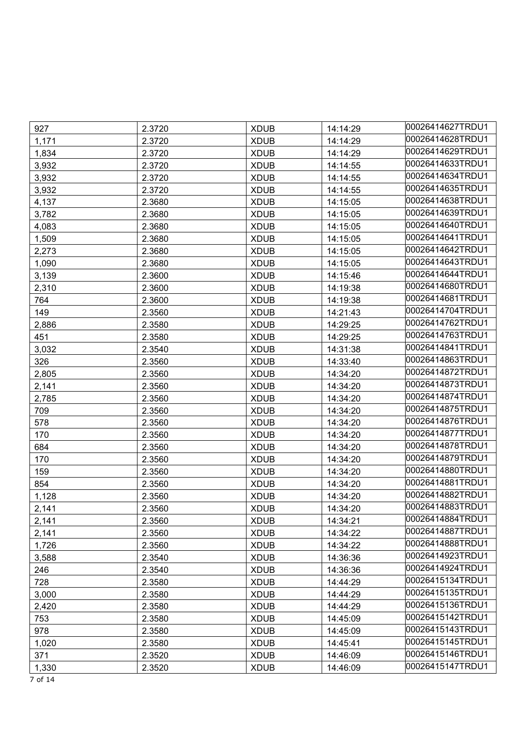| | | | | |
|---|---|---|---|---|
| 927 | 2.3720 | XDUB | 14:14:29 | 00026414627TRDU1 |
| 1,171 | 2.3720 | XDUB | 14:14:29 | 00026414628TRDU1 |
| 1,834 | 2.3720 | XDUB | 14:14:29 | 00026414629TRDU1 |
| 3,932 | 2.3720 | XDUB | 14:14:55 | 00026414633TRDU1 |
| 3,932 | 2.3720 | XDUB | 14:14:55 | 00026414634TRDU1 |
| 3,932 | 2.3720 | XDUB | 14:14:55 | 00026414635TRDU1 |
| 4,137 | 2.3680 | XDUB | 14:15:05 | 00026414638TRDU1 |
| 3,782 | 2.3680 | XDUB | 14:15:05 | 00026414639TRDU1 |
| 4,083 | 2.3680 | XDUB | 14:15:05 | 00026414640TRDU1 |
| 1,509 | 2.3680 | XDUB | 14:15:05 | 00026414641TRDU1 |
| 2,273 | 2.3680 | XDUB | 14:15:05 | 00026414642TRDU1 |
| 1,090 | 2.3680 | XDUB | 14:15:05 | 00026414643TRDU1 |
| 3,139 | 2.3600 | XDUB | 14:15:46 | 00026414644TRDU1 |
| 2,310 | 2.3600 | XDUB | 14:19:38 | 00026414680TRDU1 |
| 764 | 2.3600 | XDUB | 14:19:38 | 00026414681TRDU1 |
| 149 | 2.3560 | XDUB | 14:21:43 | 00026414704TRDU1 |
| 2,886 | 2.3580 | XDUB | 14:29:25 | 00026414762TRDU1 |
| 451 | 2.3580 | XDUB | 14:29:25 | 00026414763TRDU1 |
| 3,032 | 2.3540 | XDUB | 14:31:38 | 00026414841TRDU1 |
| 326 | 2.3560 | XDUB | 14:33:40 | 00026414863TRDU1 |
| 2,805 | 2.3560 | XDUB | 14:34:20 | 00026414872TRDU1 |
| 2,141 | 2.3560 | XDUB | 14:34:20 | 00026414873TRDU1 |
| 2,785 | 2.3560 | XDUB | 14:34:20 | 00026414874TRDU1 |
| 709 | 2.3560 | XDUB | 14:34:20 | 00026414875TRDU1 |
| 578 | 2.3560 | XDUB | 14:34:20 | 00026414876TRDU1 |
| 170 | 2.3560 | XDUB | 14:34:20 | 00026414877TRDU1 |
| 684 | 2.3560 | XDUB | 14:34:20 | 00026414878TRDU1 |
| 170 | 2.3560 | XDUB | 14:34:20 | 00026414879TRDU1 |
| 159 | 2.3560 | XDUB | 14:34:20 | 00026414880TRDU1 |
| 854 | 2.3560 | XDUB | 14:34:20 | 00026414881TRDU1 |
| 1,128 | 2.3560 | XDUB | 14:34:20 | 00026414882TRDU1 |
| 2,141 | 2.3560 | XDUB | 14:34:20 | 00026414883TRDU1 |
| 2,141 | 2.3560 | XDUB | 14:34:21 | 00026414884TRDU1 |
| 2,141 | 2.3560 | XDUB | 14:34:22 | 00026414887TRDU1 |
| 1,726 | 2.3560 | XDUB | 14:34:22 | 00026414888TRDU1 |
| 3,588 | 2.3540 | XDUB | 14:36:36 | 00026414923TRDU1 |
| 246 | 2.3540 | XDUB | 14:36:36 | 00026414924TRDU1 |
| 728 | 2.3580 | XDUB | 14:44:29 | 00026415134TRDU1 |
| 3,000 | 2.3580 | XDUB | 14:44:29 | 00026415135TRDU1 |
| 2,420 | 2.3580 | XDUB | 14:44:29 | 00026415136TRDU1 |
| 753 | 2.3580 | XDUB | 14:45:09 | 00026415142TRDU1 |
| 978 | 2.3580 | XDUB | 14:45:09 | 00026415143TRDU1 |
| 1,020 | 2.3580 | XDUB | 14:45:41 | 00026415145TRDU1 |
| 371 | 2.3520 | XDUB | 14:46:09 | 00026415146TRDU1 |
| 1,330 | 2.3520 | XDUB | 14:46:09 | 00026415147TRDU1 |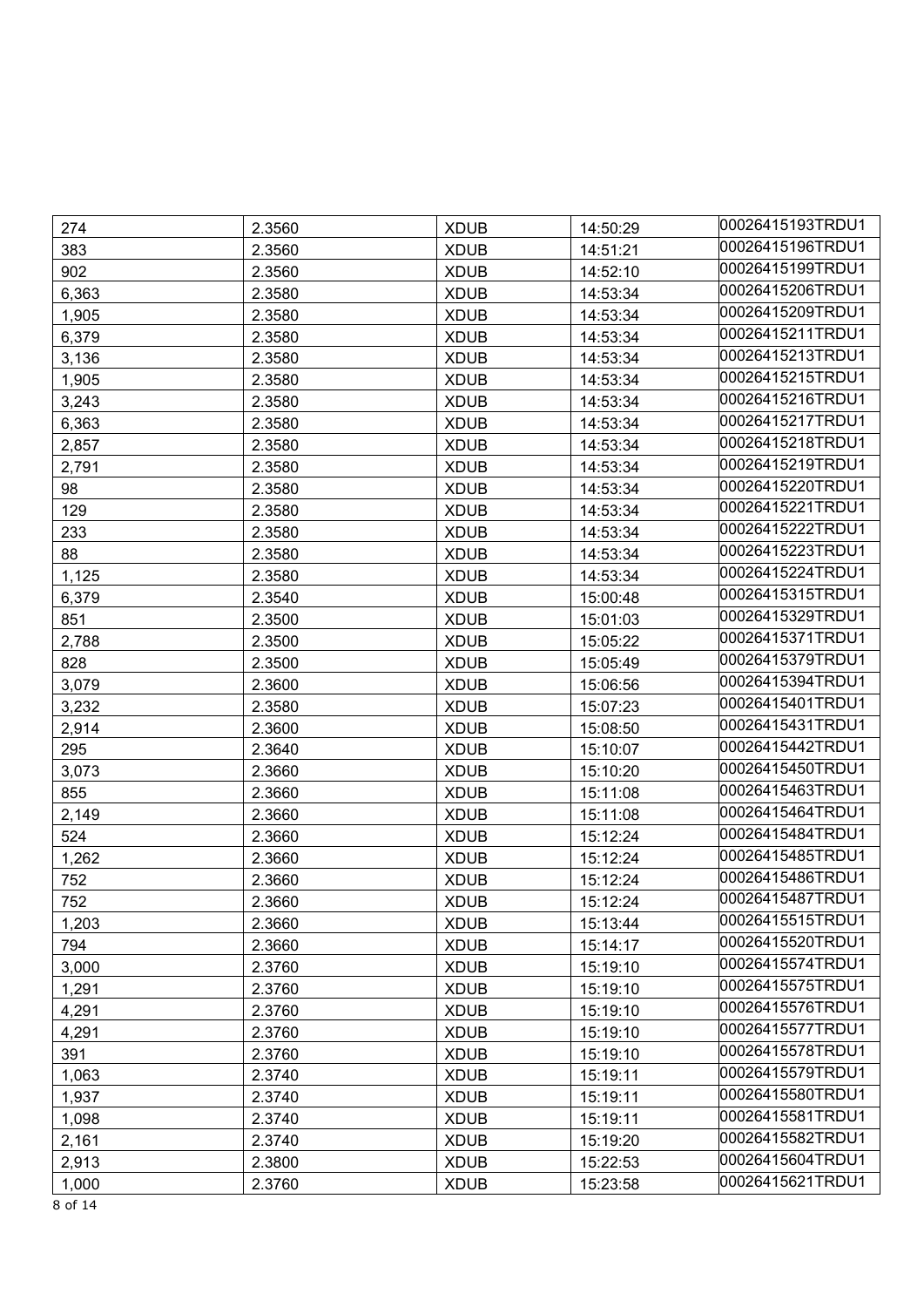| 274 | 2.3560 | XDUB | 14:50:29 | 00026415193TRDU1 |
|---|---|---|---|---|
| 383 | 2.3560 | XDUB | 14:51:21 | 00026415196TRDU1 |
| 902 | 2.3560 | XDUB | 14:52:10 | 00026415199TRDU1 |
| 6,363 | 2.3580 | XDUB | 14:53:34 | 00026415206TRDU1 |
| 1,905 | 2.3580 | XDUB | 14:53:34 | 00026415209TRDU1 |
| 6,379 | 2.3580 | XDUB | 14:53:34 | 00026415211TRDU1 |
| 3,136 | 2.3580 | XDUB | 14:53:34 | 00026415213TRDU1 |
| 1,905 | 2.3580 | XDUB | 14:53:34 | 00026415215TRDU1 |
| 3,243 | 2.3580 | XDUB | 14:53:34 | 00026415216TRDU1 |
| 6,363 | 2.3580 | XDUB | 14:53:34 | 00026415217TRDU1 |
| 2,857 | 2.3580 | XDUB | 14:53:34 | 00026415218TRDU1 |
| 2,791 | 2.3580 | XDUB | 14:53:34 | 00026415219TRDU1 |
| 98 | 2.3580 | XDUB | 14:53:34 | 00026415220TRDU1 |
| 129 | 2.3580 | XDUB | 14:53:34 | 00026415221TRDU1 |
| 233 | 2.3580 | XDUB | 14:53:34 | 00026415222TRDU1 |
| 88 | 2.3580 | XDUB | 14:53:34 | 00026415223TRDU1 |
| 1,125 | 2.3580 | XDUB | 14:53:34 | 00026415224TRDU1 |
| 6,379 | 2.3540 | XDUB | 15:00:48 | 00026415315TRDU1 |
| 851 | 2.3500 | XDUB | 15:01:03 | 00026415329TRDU1 |
| 2,788 | 2.3500 | XDUB | 15:05:22 | 00026415371TRDU1 |
| 828 | 2.3500 | XDUB | 15:05:49 | 00026415379TRDU1 |
| 3,079 | 2.3600 | XDUB | 15:06:56 | 00026415394TRDU1 |
| 3,232 | 2.3580 | XDUB | 15:07:23 | 00026415401TRDU1 |
| 2,914 | 2.3600 | XDUB | 15:08:50 | 00026415431TRDU1 |
| 295 | 2.3640 | XDUB | 15:10:07 | 00026415442TRDU1 |
| 3,073 | 2.3660 | XDUB | 15:10:20 | 00026415450TRDU1 |
| 855 | 2.3660 | XDUB | 15:11:08 | 00026415463TRDU1 |
| 2,149 | 2.3660 | XDUB | 15:11:08 | 00026415464TRDU1 |
| 524 | 2.3660 | XDUB | 15:12:24 | 00026415484TRDU1 |
| 1,262 | 2.3660 | XDUB | 15:12:24 | 00026415485TRDU1 |
| 752 | 2.3660 | XDUB | 15:12:24 | 00026415486TRDU1 |
| 752 | 2.3660 | XDUB | 15:12:24 | 00026415487TRDU1 |
| 1,203 | 2.3660 | XDUB | 15:13:44 | 00026415515TRDU1 |
| 794 | 2.3660 | XDUB | 15:14:17 | 00026415520TRDU1 |
| 3,000 | 2.3760 | XDUB | 15:19:10 | 00026415574TRDU1 |
| 1,291 | 2.3760 | XDUB | 15:19:10 | 00026415575TRDU1 |
| 4,291 | 2.3760 | XDUB | 15:19:10 | 00026415576TRDU1 |
| 4,291 | 2.3760 | XDUB | 15:19:10 | 00026415577TRDU1 |
| 391 | 2.3760 | XDUB | 15:19:10 | 00026415578TRDU1 |
| 1,063 | 2.3740 | XDUB | 15:19:11 | 00026415579TRDU1 |
| 1,937 | 2.3740 | XDUB | 15:19:11 | 00026415580TRDU1 |
| 1,098 | 2.3740 | XDUB | 15:19:11 | 00026415581TRDU1 |
| 2,161 | 2.3740 | XDUB | 15:19:20 | 00026415582TRDU1 |
| 2,913 | 2.3800 | XDUB | 15:22:53 | 00026415604TRDU1 |
| 1,000 | 2.3760 | XDUB | 15:23:58 | 00026415621TRDU1 |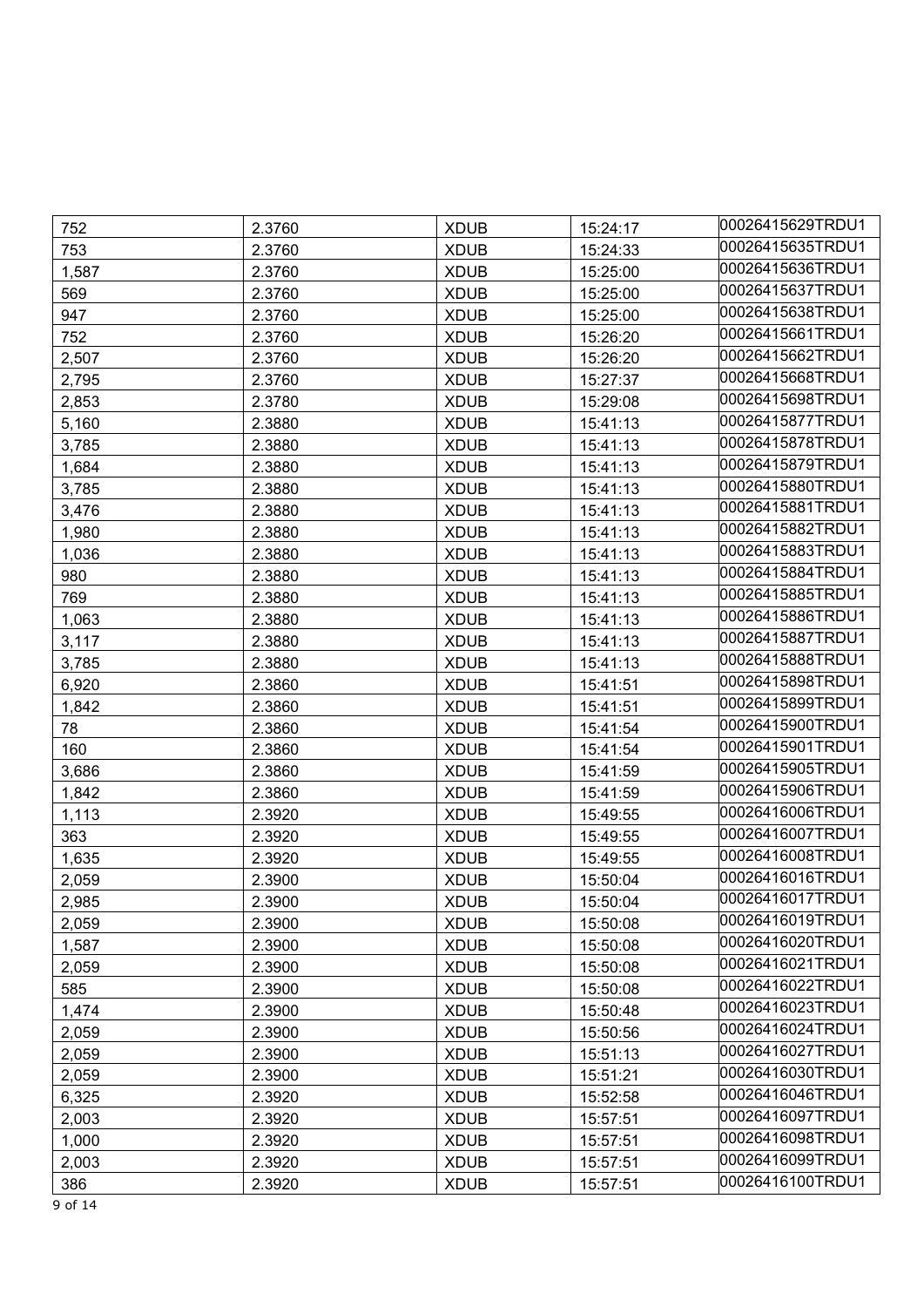| | | | | |
|---|---|---|---|---|
| 752 | 2.3760 | XDUB | 15:24:17 | 00026415629TRDU1 |
| 753 | 2.3760 | XDUB | 15:24:33 | 00026415635TRDU1 |
| 1,587 | 2.3760 | XDUB | 15:25:00 | 00026415636TRDU1 |
| 569 | 2.3760 | XDUB | 15:25:00 | 00026415637TRDU1 |
| 947 | 2.3760 | XDUB | 15:25:00 | 00026415638TRDU1 |
| 752 | 2.3760 | XDUB | 15:26:20 | 00026415661TRDU1 |
| 2,507 | 2.3760 | XDUB | 15:26:20 | 00026415662TRDU1 |
| 2,795 | 2.3760 | XDUB | 15:27:37 | 00026415668TRDU1 |
| 2,853 | 2.3780 | XDUB | 15:29:08 | 00026415698TRDU1 |
| 5,160 | 2.3880 | XDUB | 15:41:13 | 00026415877TRDU1 |
| 3,785 | 2.3880 | XDUB | 15:41:13 | 00026415878TRDU1 |
| 1,684 | 2.3880 | XDUB | 15:41:13 | 00026415879TRDU1 |
| 3,785 | 2.3880 | XDUB | 15:41:13 | 00026415880TRDU1 |
| 3,476 | 2.3880 | XDUB | 15:41:13 | 00026415881TRDU1 |
| 1,980 | 2.3880 | XDUB | 15:41:13 | 00026415882TRDU1 |
| 1,036 | 2.3880 | XDUB | 15:41:13 | 00026415883TRDU1 |
| 980 | 2.3880 | XDUB | 15:41:13 | 00026415884TRDU1 |
| 769 | 2.3880 | XDUB | 15:41:13 | 00026415885TRDU1 |
| 1,063 | 2.3880 | XDUB | 15:41:13 | 00026415886TRDU1 |
| 3,117 | 2.3880 | XDUB | 15:41:13 | 00026415887TRDU1 |
| 3,785 | 2.3880 | XDUB | 15:41:13 | 00026415888TRDU1 |
| 6,920 | 2.3860 | XDUB | 15:41:51 | 00026415898TRDU1 |
| 1,842 | 2.3860 | XDUB | 15:41:51 | 00026415899TRDU1 |
| 78 | 2.3860 | XDUB | 15:41:54 | 00026415900TRDU1 |
| 160 | 2.3860 | XDUB | 15:41:54 | 00026415901TRDU1 |
| 3,686 | 2.3860 | XDUB | 15:41:59 | 00026415905TRDU1 |
| 1,842 | 2.3860 | XDUB | 15:41:59 | 00026415906TRDU1 |
| 1,113 | 2.3920 | XDUB | 15:49:55 | 00026416006TRDU1 |
| 363 | 2.3920 | XDUB | 15:49:55 | 00026416007TRDU1 |
| 1,635 | 2.3920 | XDUB | 15:49:55 | 00026416008TRDU1 |
| 2,059 | 2.3900 | XDUB | 15:50:04 | 00026416016TRDU1 |
| 2,985 | 2.3900 | XDUB | 15:50:04 | 00026416017TRDU1 |
| 2,059 | 2.3900 | XDUB | 15:50:08 | 00026416019TRDU1 |
| 1,587 | 2.3900 | XDUB | 15:50:08 | 00026416020TRDU1 |
| 2,059 | 2.3900 | XDUB | 15:50:08 | 00026416021TRDU1 |
| 585 | 2.3900 | XDUB | 15:50:08 | 00026416022TRDU1 |
| 1,474 | 2.3900 | XDUB | 15:50:48 | 00026416023TRDU1 |
| 2,059 | 2.3900 | XDUB | 15:50:56 | 00026416024TRDU1 |
| 2,059 | 2.3900 | XDUB | 15:51:13 | 00026416027TRDU1 |
| 2,059 | 2.3900 | XDUB | 15:51:21 | 00026416030TRDU1 |
| 6,325 | 2.3920 | XDUB | 15:52:58 | 00026416046TRDU1 |
| 2,003 | 2.3920 | XDUB | 15:57:51 | 00026416097TRDU1 |
| 1,000 | 2.3920 | XDUB | 15:57:51 | 00026416098TRDU1 |
| 2,003 | 2.3920 | XDUB | 15:57:51 | 00026416099TRDU1 |
| 386 | 2.3920 | XDUB | 15:57:51 | 00026416100TRDU1 |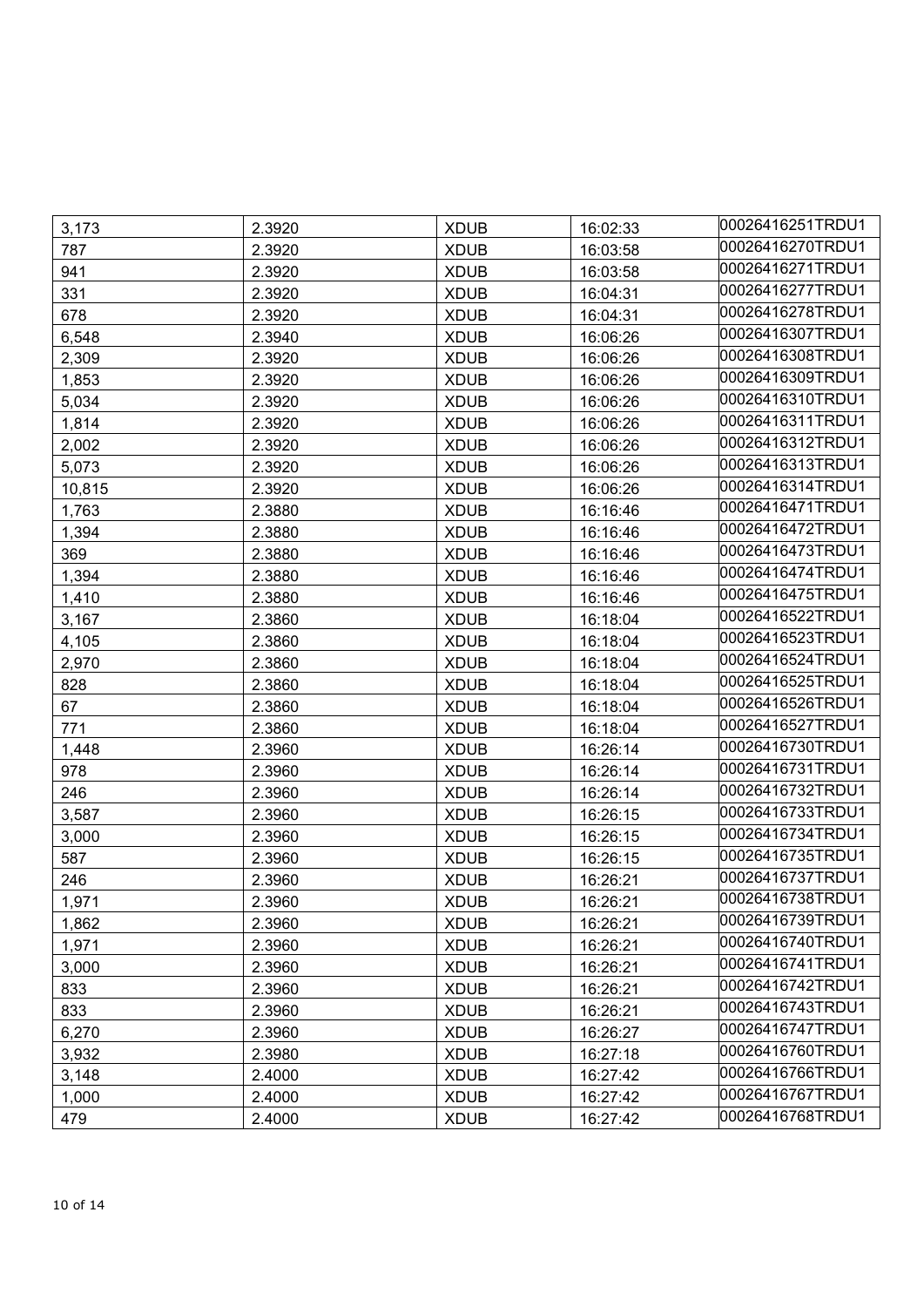| | | | | |
|---|---|---|---|---|
| 3,173 | 2.3920 | XDUB | 16:02:33 | 00026416251TRDU1 |
| 787 | 2.3920 | XDUB | 16:03:58 | 00026416270TRDU1 |
| 941 | 2.3920 | XDUB | 16:03:58 | 00026416271TRDU1 |
| 331 | 2.3920 | XDUB | 16:04:31 | 00026416277TRDU1 |
| 678 | 2.3920 | XDUB | 16:04:31 | 00026416278TRDU1 |
| 6,548 | 2.3940 | XDUB | 16:06:26 | 00026416307TRDU1 |
| 2,309 | 2.3920 | XDUB | 16:06:26 | 00026416308TRDU1 |
| 1,853 | 2.3920 | XDUB | 16:06:26 | 00026416309TRDU1 |
| 5,034 | 2.3920 | XDUB | 16:06:26 | 00026416310TRDU1 |
| 1,814 | 2.3920 | XDUB | 16:06:26 | 00026416311TRDU1 |
| 2,002 | 2.3920 | XDUB | 16:06:26 | 00026416312TRDU1 |
| 5,073 | 2.3920 | XDUB | 16:06:26 | 00026416313TRDU1 |
| 10,815 | 2.3920 | XDUB | 16:06:26 | 00026416314TRDU1 |
| 1,763 | 2.3880 | XDUB | 16:16:46 | 00026416471TRDU1 |
| 1,394 | 2.3880 | XDUB | 16:16:46 | 00026416472TRDU1 |
| 369 | 2.3880 | XDUB | 16:16:46 | 00026416473TRDU1 |
| 1,394 | 2.3880 | XDUB | 16:16:46 | 00026416474TRDU1 |
| 1,410 | 2.3880 | XDUB | 16:16:46 | 00026416475TRDU1 |
| 3,167 | 2.3860 | XDUB | 16:18:04 | 00026416522TRDU1 |
| 4,105 | 2.3860 | XDUB | 16:18:04 | 00026416523TRDU1 |
| 2,970 | 2.3860 | XDUB | 16:18:04 | 00026416524TRDU1 |
| 828 | 2.3860 | XDUB | 16:18:04 | 00026416525TRDU1 |
| 67 | 2.3860 | XDUB | 16:18:04 | 00026416526TRDU1 |
| 771 | 2.3860 | XDUB | 16:18:04 | 00026416527TRDU1 |
| 1,448 | 2.3960 | XDUB | 16:26:14 | 00026416730TRDU1 |
| 978 | 2.3960 | XDUB | 16:26:14 | 00026416731TRDU1 |
| 246 | 2.3960 | XDUB | 16:26:14 | 00026416732TRDU1 |
| 3,587 | 2.3960 | XDUB | 16:26:15 | 00026416733TRDU1 |
| 3,000 | 2.3960 | XDUB | 16:26:15 | 00026416734TRDU1 |
| 587 | 2.3960 | XDUB | 16:26:15 | 00026416735TRDU1 |
| 246 | 2.3960 | XDUB | 16:26:21 | 00026416737TRDU1 |
| 1,971 | 2.3960 | XDUB | 16:26:21 | 00026416738TRDU1 |
| 1,862 | 2.3960 | XDUB | 16:26:21 | 00026416739TRDU1 |
| 1,971 | 2.3960 | XDUB | 16:26:21 | 00026416740TRDU1 |
| 3,000 | 2.3960 | XDUB | 16:26:21 | 00026416741TRDU1 |
| 833 | 2.3960 | XDUB | 16:26:21 | 00026416742TRDU1 |
| 833 | 2.3960 | XDUB | 16:26:21 | 00026416743TRDU1 |
| 6,270 | 2.3960 | XDUB | 16:26:27 | 00026416747TRDU1 |
| 3,932 | 2.3980 | XDUB | 16:27:18 | 00026416760TRDU1 |
| 3,148 | 2.4000 | XDUB | 16:27:42 | 00026416766TRDU1 |
| 1,000 | 2.4000 | XDUB | 16:27:42 | 00026416767TRDU1 |
| 479 | 2.4000 | XDUB | 16:27:42 | 00026416768TRDU1 |